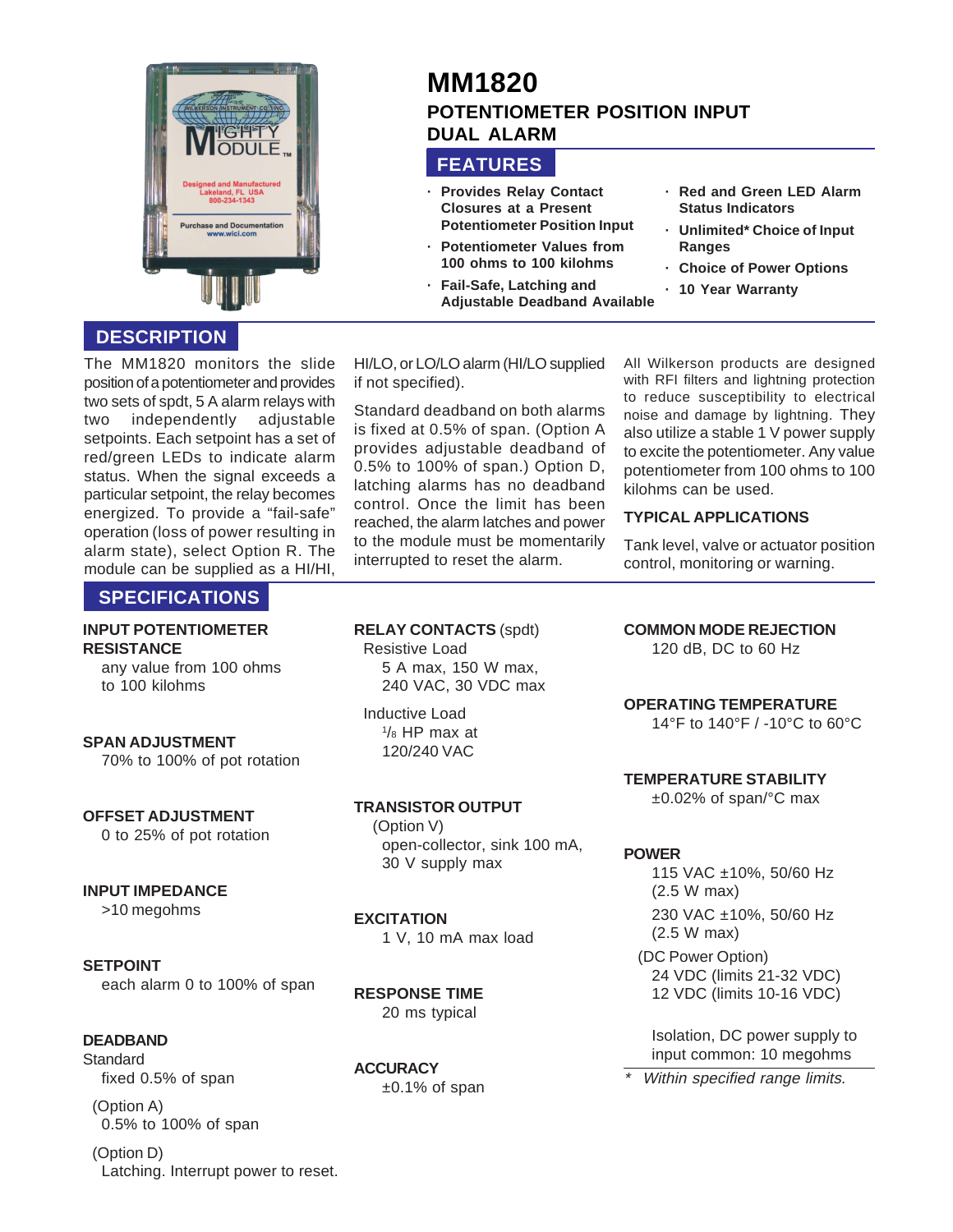# MM1820

## POTENTIOMETER POSITION INPUT DUAL ALARM

## FEATURES

- **Provides Relay Contact Closures at a Present Potentiometer Position Input**
- **Potentiometer Values from 100 ohms to 100 kilohms**
- **Fail-Safe, Latching and Adjustable Deadband Available**
- **Red and Green LED Alarm Status Indicators**
- **Unlimited* Choice of Input Ranges**
- **Choice of Power Options**
- **10 Year Warranty**

## DESCRIPTION

The MM1820 monitors the slide position of a potentiometer and provides two sets of spdt, 5 A alarm relays with two independently adjustable setpoints. Each setpoint has a set of red/green LEDs to indicate alarm status. When the signal exceeds a particular setpoint, the relay becomes energized. To provide a "fail-safe" operation (loss of power resulting in alarm state), select Option R. The module can be supplied as a HI/HI, HI/LO, or LO/LO alarm (HI/LO supplied if not specified).

Standard deadband on both alarms is fixed at 0.5% of span. (Option A provides adjustable deadband of 0.5% to 100% of span.) Option D, latching alarms has no deadband control. Once the limit has been reached, the alarm latches and power to the module must be momentarily interrupted to reset the alarm.

All Wilkerson products are designed with RFI filters and lightning protection to reduce susceptibility to electrical noise and damage by lightning. They also utilize a stable 1 V power supply to excite the potentiometer. Any value potentiometer from 100 ohms to 100 kilohms can be used.

### TYPICAL APPLICATIONS

Tank level, valve or actuator position control, monitoring or warning.

## SPECIFICATIONS

**INPUT POTENTIOMETER RESISTANCE**
any value from 100 ohms to 100 kilohms

**SPAN ADJUSTMENT**
70% to 100% of pot rotation

**OFFSET ADJUSTMENT**
0 to 25% of pot rotation

**INPUT IMPEDANCE**
>10 megohms

**SETPOINT**
each alarm 0 to 100% of span

**DEADBAND**
Standard
fixed 0.5% of span

(Option A)
0.5% to 100% of span

(Option D)
Latching. Interrupt power to reset.

**RELAY CONTACTS** (spdt)
Resistive Load
5 A max, 150 W max,
240 VAC, 30 VDC max

Inductive Load
1/8 HP max at
120/240 VAC

**TRANSISTOR OUTPUT**
(Option V)
open-collector, sink 100 mA,
30 V supply max

**EXCITATION**
1 V, 10 mA max load

**RESPONSE TIME**
20 ms typical

**ACCURACY**
±0.1% of span

**COMMON MODE REJECTION**
120 dB, DC to 60 Hz

**OPERATING TEMPERATURE**
14°F to 140°F / -10°C to 60°C

**TEMPERATURE STABILITY**
±0.02% of span/°C max

**POWER**
115 VAC ±10%, 50/60 Hz
(2.5 W max)

230 VAC ±10%, 50/60 Hz
(2.5 W max)

(DC Power Option)
24 VDC (limits 21-32 VDC)
12 VDC (limits 10-16 VDC)

Isolation, DC power supply to input common: 10 megohms

*\* Within specified range limits.*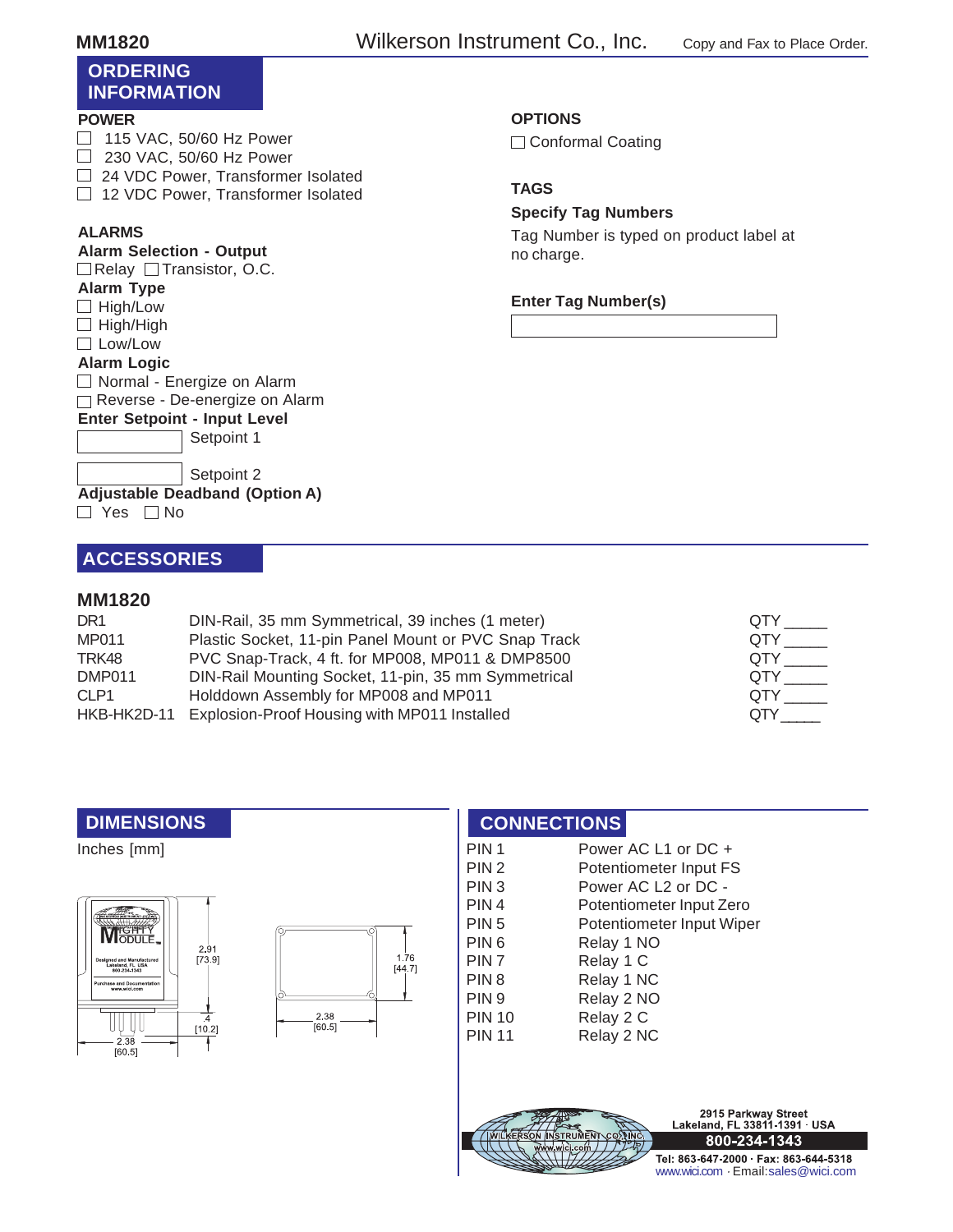# ORDERING INFORMATION

## POWER

- ☐ 115 VAC, 50/60 Hz Power
- ☐ 230 VAC, 50/60 Hz Power
- ☐ 24 VDC Power, Transformer Isolated
- ☐ 12 VDC Power, Transformer Isolated

## ALARMS

**Alarm Selection - Output**

☐ Relay ☐ Transistor, O.C.

**Alarm Type**

- ☐ High/Low
- ☐ High/High
- ☐ Low/Low

**Alarm Logic**

- ☐ Normal - Energize on Alarm
- ☐ Reverse - De-energize on Alarm

**Enter Setpoint - Input Level**

________ Setpoint 1

________ Setpoint 2

**Adjustable Deadband (Option A)**

☐ Yes ☐ No

## OPTIONS

☐ Conformal Coating

## TAGS

**Specify Tag Numbers**

Tag Number is typed on product label at no charge.

**Enter Tag Number(s)**

________

# ACCESSORIES

## MM1820

| | | |
|---|---|---|
| DR1 | DIN-Rail, 35 mm Symmetrical, 39 inches (1 meter) | QTY _____ |
| MP011 | Plastic Socket, 11-pin Panel Mount or PVC Snap Track | QTY _____ |
| TRK48 | PVC Snap-Track, 4 ft. for MP008, MP011 & DMP8500 | QTY _____ |
| DMP011 | DIN-Rail Mounting Socket, 11-pin, 35 mm Symmetrical | QTY _____ |
| CLP1 | Holddown Assembly for MP008 and MP011 | QTY _____ |
| HKB-HK2D-11 | Explosion-Proof Housing with MP011 Installed | QTY _____ |

# DIMENSIONS

Inches [mm]

MIGHTY MODULE
Designed and Manufactured Lakeland, FL USA 800-234-1343
Purchase and Documentation www.wici.com

2.91 [73.9]
.4 [10.2]
2.38 [60.5]
1.76 [44.7]
2.38 [60.5]

# CONNECTIONS

| | |
|---|---|
| PIN 1 | Power AC L1 or DC + |
| PIN 2 | Potentiometer Input FS |
| PIN 3 | Power AC L2 or DC - |
| PIN 4 | Potentiometer Input Zero |
| PIN 5 | Potentiometer Input Wiper |
| PIN 6 | Relay 1 NO |
| PIN 7 | Relay 1 C |
| PIN 8 | Relay 1 NC |
| PIN 9 | Relay 2 NO |
| PIN 10 | Relay 2 C |
| PIN 11 | Relay 2 NC |

WILKERSON INSTRUMENT CO., INC.
www.wici.com

2915 Parkway Street
Lakeland, FL 33811-1391 · USA
800-234-1343
Tel: 863-647-2000 · Fax: 863-644-5318
www.wici.com · Email: sales@wici.com